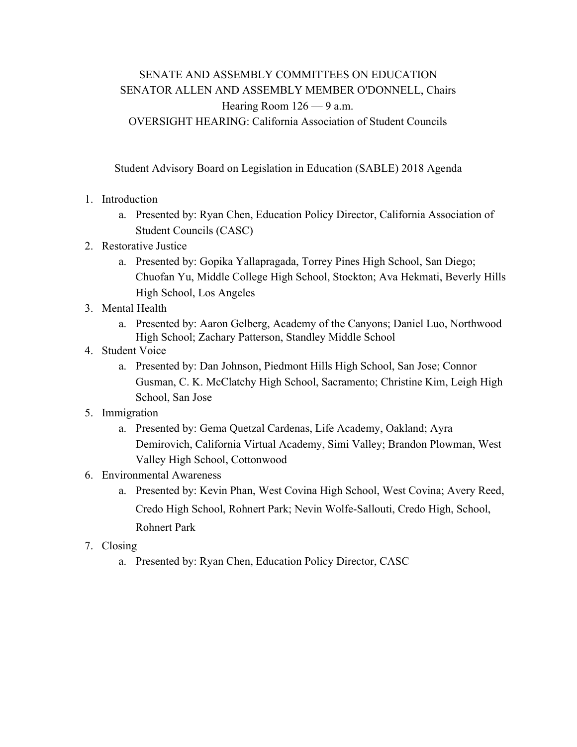SENATE AND ASSEMBLY COMMITTEES ON EDUCATION

SENATOR ALLEN AND ASSEMBLY MEMBER O'DONNELL, Chairs

Hearing Room 126 — 9 a.m.

OVERSIGHT HEARING: California Association of Student Councils

Student Advisory Board on Legislation in Education (SABLE) 2018 Agenda

1. Introduction
    a. Presented by: Ryan Chen, Education Policy Director, California Association of Student Councils (CASC)
2. Restorative Justice
    a. Presented by: Gopika Yallapragada, Torrey Pines High School, San Diego; Chuofan Yu, Middle College High School, Stockton; Ava Hekmati, Beverly Hills High School, Los Angeles
3. Mental Health
    a. Presented by: Aaron Gelberg, Academy of the Canyons; Daniel Luo, Northwood High School; Zachary Patterson, Standley Middle School
4. Student Voice
    a. Presented by: Dan Johnson, Piedmont Hills High School, San Jose; Connor Gusman, C. K. McClatchy High School, Sacramento; Christine Kim, Leigh High School, San Jose
5. Immigration
    a. Presented by: Gema Quetzal Cardenas, Life Academy, Oakland; Ayra Demirovich, California Virtual Academy, Simi Valley; Brandon Plowman, West Valley High School, Cottonwood
6. Environmental Awareness
    a. Presented by: Kevin Phan, West Covina High School, West Covina; Avery Reed, Credo High School, Rohnert Park; Nevin Wolfe-Sallouti, Credo High, School, Rohnert Park
7. Closing
    a. Presented by: Ryan Chen, Education Policy Director, CASC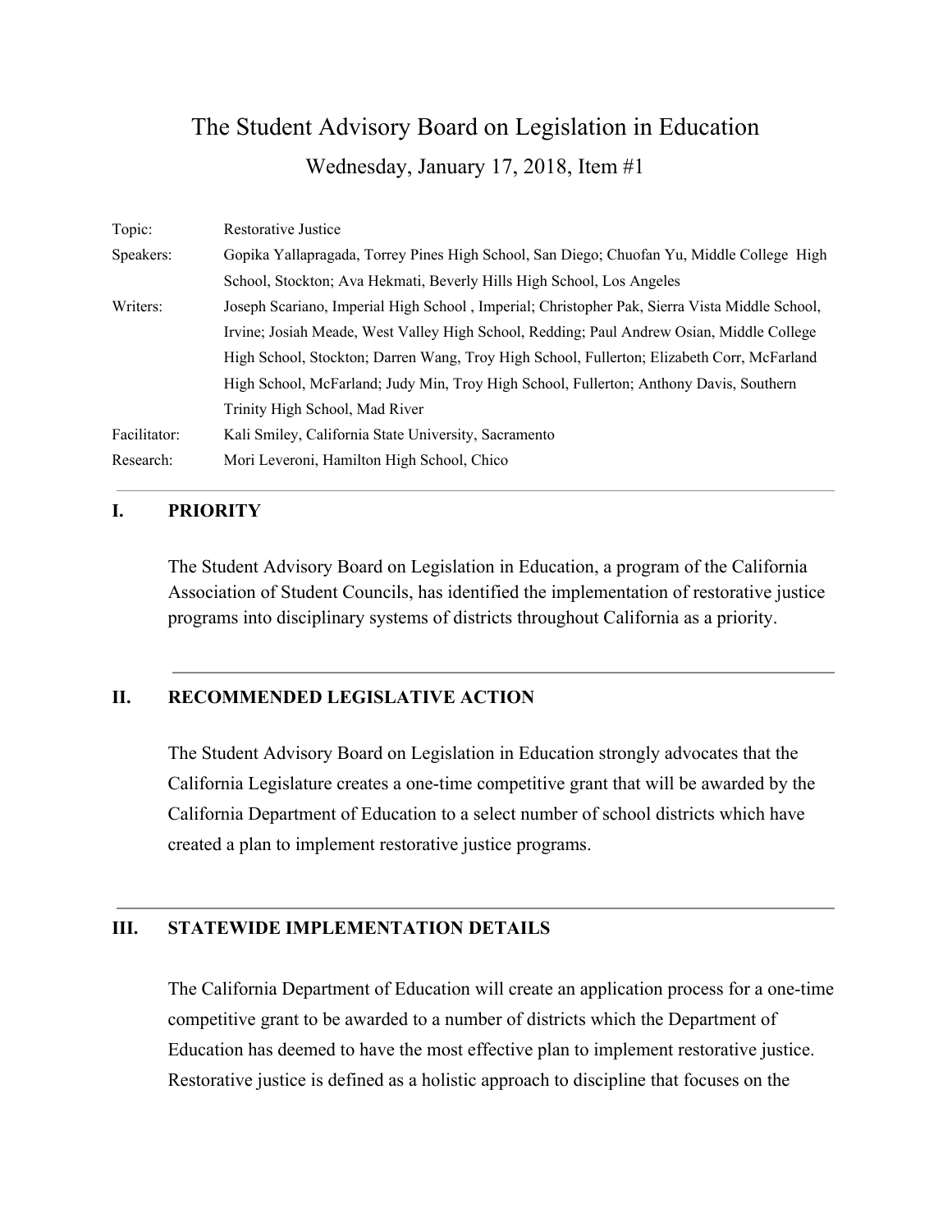# The Student Advisory Board on Legislation in Education

## Wednesday, January 17, 2018, Item #1

| | |
|---|---|
| Topic: | Restorative Justice |
| Speakers: | Gopika Yallapragada, Torrey Pines High School, San Diego; Chuofan Yu, Middle College High School, Stockton; Ava Hekmati, Beverly Hills High School, Los Angeles |
| Writers: | Joseph Scariano, Imperial High School , Imperial; Christopher Pak, Sierra Vista Middle School, Irvine; Josiah Meade, West Valley High School, Redding; Paul Andrew Osian, Middle College High School, Stockton; Darren Wang, Troy High School, Fullerton; Elizabeth Corr, McFarland High School, McFarland; Judy Min, Troy High School, Fullerton; Anthony Davis, Southern Trinity High School, Mad River |
| Facilitator: | Kali Smiley, California State University, Sacramento |
| Research: | Mori Leveroni, Hamilton High School, Chico |

## I. PRIORITY

The Student Advisory Board on Legislation in Education, a program of the California Association of Student Councils, has identified the implementation of restorative justice programs into disciplinary systems of districts throughout California as a priority.

## II. RECOMMENDED LEGISLATIVE ACTION

The Student Advisory Board on Legislation in Education strongly advocates that the California Legislature creates a one-time competitive grant that will be awarded by the California Department of Education to a select number of school districts which have created a plan to implement restorative justice programs.

## III. STATEWIDE IMPLEMENTATION DETAILS

The California Department of Education will create an application process for a one-time competitive grant to be awarded to a number of districts which the Department of Education has deemed to have the most effective plan to implement restorative justice. Restorative justice is defined as a holistic approach to discipline that focuses on the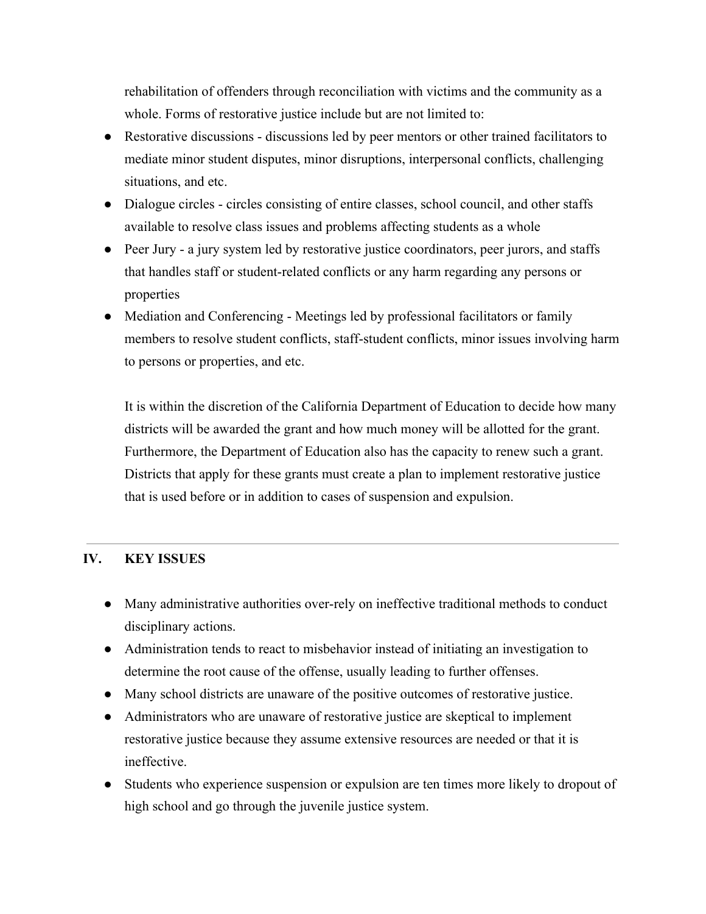rehabilitation of offenders through reconciliation with victims and the community as a whole. Forms of restorative justice include but are not limited to:

- Restorative discussions - discussions led by peer mentors or other trained facilitators to mediate minor student disputes, minor disruptions, interpersonal conflicts, challenging situations, and etc.
- Dialogue circles - circles consisting of entire classes, school council, and other staffs available to resolve class issues and problems affecting students as a whole
- Peer Jury - a jury system led by restorative justice coordinators, peer jurors, and staffs that handles staff or student-related conflicts or any harm regarding any persons or properties
- Mediation and Conferencing - Meetings led by professional facilitators or family members to resolve student conflicts, staff-student conflicts, minor issues involving harm to persons or properties, and etc.

It is within the discretion of the California Department of Education to decide how many districts will be awarded the grant and how much money will be allotted for the grant. Furthermore, the Department of Education also has the capacity to renew such a grant. Districts that apply for these grants must create a plan to implement restorative justice that is used before or in addition to cases of suspension and expulsion.

---

## IV. KEY ISSUES

- Many administrative authorities over-rely on ineffective traditional methods to conduct disciplinary actions.
- Administration tends to react to misbehavior instead of initiating an investigation to determine the root cause of the offense, usually leading to further offenses.
- Many school districts are unaware of the positive outcomes of restorative justice.
- Administrators who are unaware of restorative justice are skeptical to implement restorative justice because they assume extensive resources are needed or that it is ineffective.
- Students who experience suspension or expulsion are ten times more likely to dropout of high school and go through the juvenile justice system.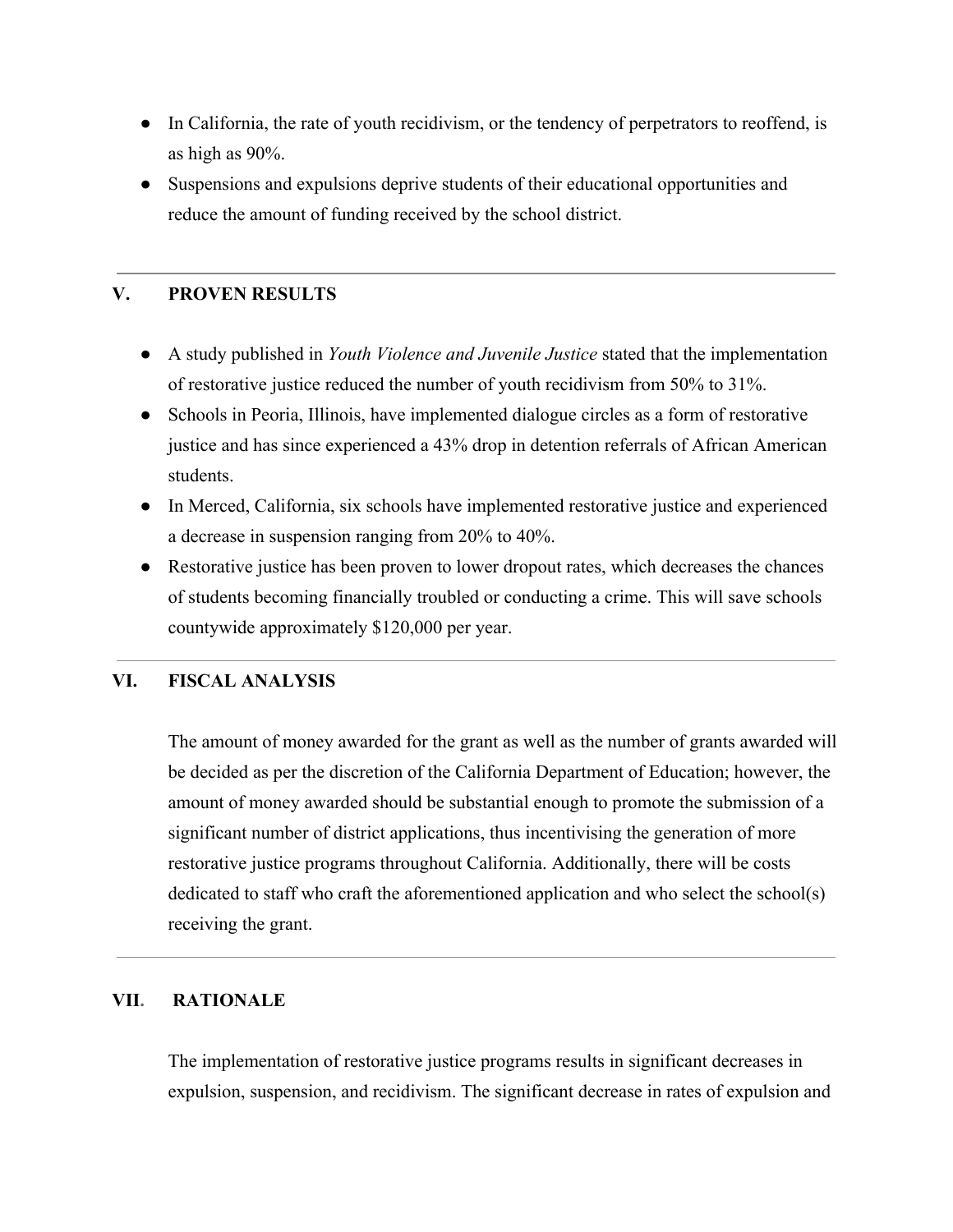- In California, the rate of youth recidivism, or the tendency of perpetrators to reoffend, is as high as 90%.
- Suspensions and expulsions deprive students of their educational opportunities and reduce the amount of funding received by the school district.

---

## V. PROVEN RESULTS

- A study published in *Youth Violence and Juvenile Justice* stated that the implementation of restorative justice reduced the number of youth recidivism from 50% to 31%.
- Schools in Peoria, Illinois, have implemented dialogue circles as a form of restorative justice and has since experienced a 43% drop in detention referrals of African American students.
- In Merced, California, six schools have implemented restorative justice and experienced a decrease in suspension ranging from 20% to 40%.
- Restorative justice has been proven to lower dropout rates, which decreases the chances of students becoming financially troubled or conducting a crime. This will save schools countywide approximately $120,000 per year.

---

## VI. FISCAL ANALYSIS

The amount of money awarded for the grant as well as the number of grants awarded will be decided as per the discretion of the California Department of Education; however, the amount of money awarded should be substantial enough to promote the submission of a significant number of district applications, thus incentivising the generation of more restorative justice programs throughout California. Additionally, there will be costs dedicated to staff who craft the aforementioned application and who select the school(s) receiving the grant.

---

## VII. RATIONALE

The implementation of restorative justice programs results in significant decreases in expulsion, suspension, and recidivism. The significant decrease in rates of expulsion and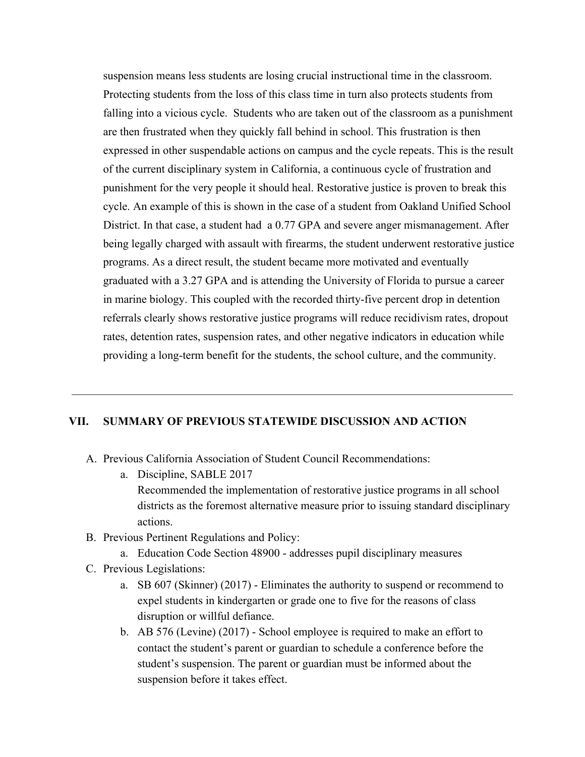suspension means less students are losing crucial instructional time in the classroom. Protecting students from the loss of this class time in turn also protects students from falling into a vicious cycle. Students who are taken out of the classroom as a punishment are then frustrated when they quickly fall behind in school. This frustration is then expressed in other suspendable actions on campus and the cycle repeats. This is the result of the current disciplinary system in California, a continuous cycle of frustration and punishment for the very people it should heal. Restorative justice is proven to break this cycle. An example of this is shown in the case of a student from Oakland Unified School District. In that case, a student had a 0.77 GPA and severe anger mismanagement. After being legally charged with assault with firearms, the student underwent restorative justice programs. As a direct result, the student became more motivated and eventually graduated with a 3.27 GPA and is attending the University of Florida to pursue a career in marine biology. This coupled with the recorded thirty-five percent drop in detention referrals clearly shows restorative justice programs will reduce recidivism rates, dropout rates, detention rates, suspension rates, and other negative indicators in education while providing a long-term benefit for the students, the school culture, and the community.

---

## VII. SUMMARY OF PREVIOUS STATEWIDE DISCUSSION AND ACTION

A. Previous California Association of Student Council Recommendations:
   a. Discipline, SABLE 2017
      Recommended the implementation of restorative justice programs in all school districts as the foremost alternative measure prior to issuing standard disciplinary actions.

B. Previous Pertinent Regulations and Policy:
   a. Education Code Section 48900 - addresses pupil disciplinary measures

C. Previous Legislations:
   a. SB 607 (Skinner) (2017) - Eliminates the authority to suspend or recommend to expel students in kindergarten or grade one to five for the reasons of class disruption or willful defiance.
   b. AB 576 (Levine) (2017) - School employee is required to make an effort to contact the student's parent or guardian to schedule a conference before the student's suspension. The parent or guardian must be informed about the suspension before it takes effect.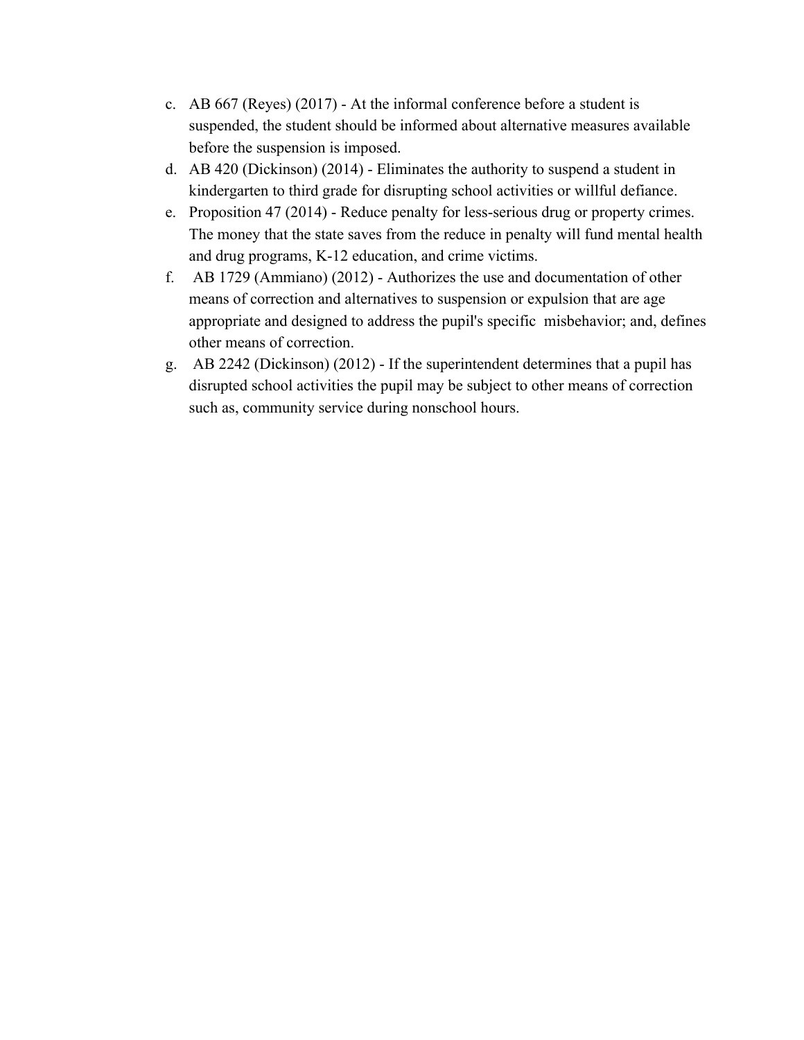c. AB 667 (Reyes) (2017) - At the informal conference before a student is suspended, the student should be informed about alternative measures available before the suspension is imposed.
d. AB 420 (Dickinson) (2014) - Eliminates the authority to suspend a student in kindergarten to third grade for disrupting school activities or willful defiance.
e. Proposition 47 (2014) - Reduce penalty for less-serious drug or property crimes. The money that the state saves from the reduce in penalty will fund mental health and drug programs, K-12 education, and crime victims.
f. AB 1729 (Ammiano) (2012) - Authorizes the use and documentation of other means of correction and alternatives to suspension or expulsion that are age appropriate and designed to address the pupil's specific misbehavior; and, defines other means of correction.
g. AB 2242 (Dickinson) (2012) - If the superintendent determines that a pupil has disrupted school activities the pupil may be subject to other means of correction such as, community service during nonschool hours.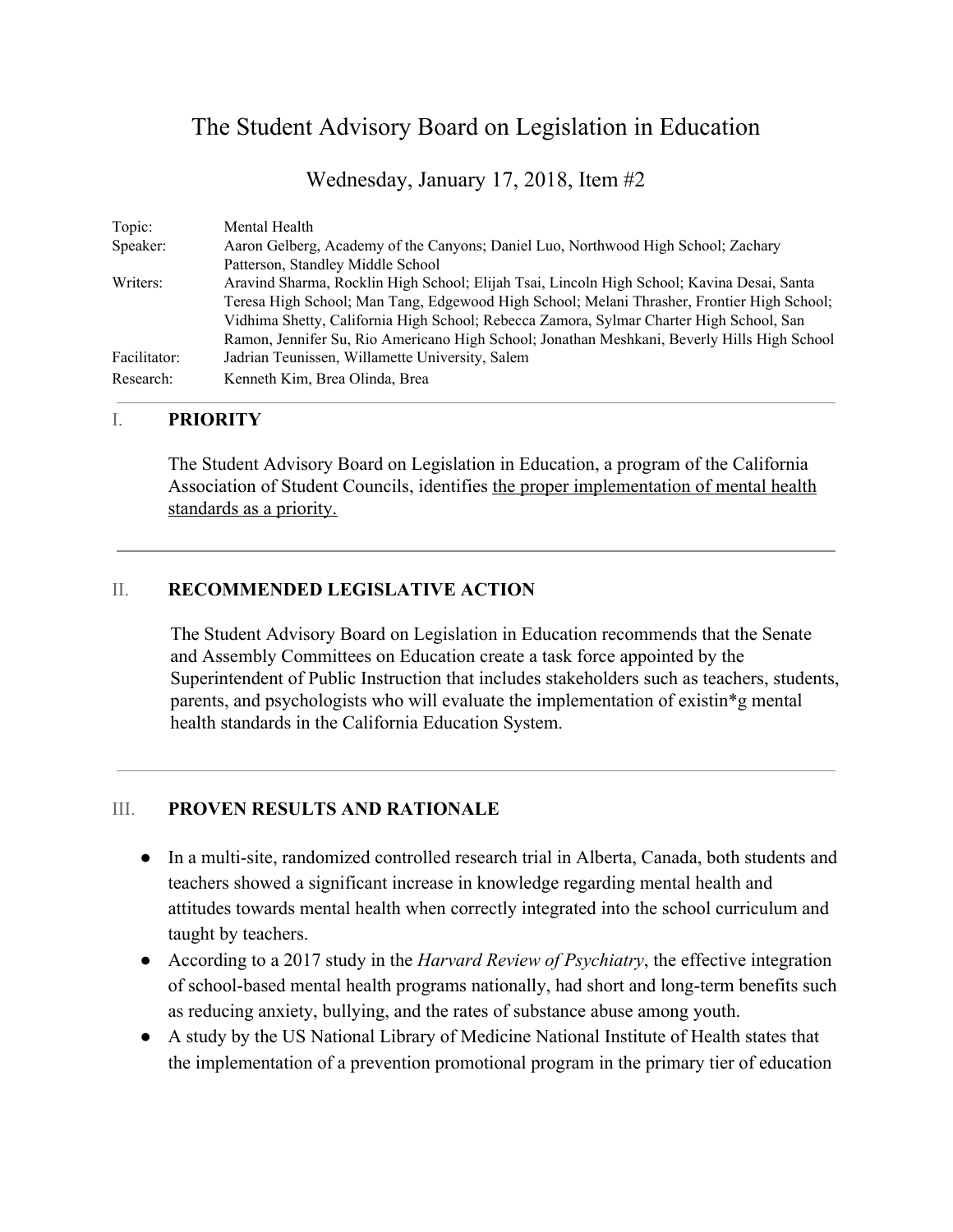# The Student Advisory Board on Legislation in Education

## Wednesday, January 17, 2018, Item #2

| | |
|---|---|
| Topic: | Mental Health |
| Speaker: | Aaron Gelberg, Academy of the Canyons; Daniel Luo, Northwood High School; Zachary Patterson, Standley Middle School |
| Writers: | Aravind Sharma, Rocklin High School; Elijah Tsai, Lincoln High School; Kavina Desai, Santa Teresa High School; Man Tang, Edgewood High School; Melani Thrasher, Frontier High School; Vidhima Shetty, California High School; Rebecca Zamora, Sylmar Charter High School, San Ramon, Jennifer Su, Rio Americano High School; Jonathan Meshkani, Beverly Hills High School |
| Facilitator: | Jadrian Teunissen, Willamette University, Salem |
| Research: | Kenneth Kim, Brea Olinda, Brea |

---

### I. PRIORITY

The Student Advisory Board on Legislation in Education, a program of the California Association of Student Councils, identifies <u>the proper implementation of mental health standards as a priority.</u>

---

### II. RECOMMENDED LEGISLATIVE ACTION

The Student Advisory Board on Legislation in Education recommends that the Senate and Assembly Committees on Education create a task force appointed by the Superintendent of Public Instruction that includes stakeholders such as teachers, students, parents, and psychologists who will evaluate the implementation of existin*g mental health standards in the California Education System.

---

### III. PROVEN RESULTS AND RATIONALE

- In a multi-site, randomized controlled research trial in Alberta, Canada, both students and teachers showed a significant increase in knowledge regarding mental health and attitudes towards mental health when correctly integrated into the school curriculum and taught by teachers.
- According to a 2017 study in the *Harvard Review of Psychiatry*, the effective integration of school-based mental health programs nationally, had short and long-term benefits such as reducing anxiety, bullying, and the rates of substance abuse among youth.
- A study by the US National Library of Medicine National Institute of Health states that the implementation of a prevention promotional program in the primary tier of education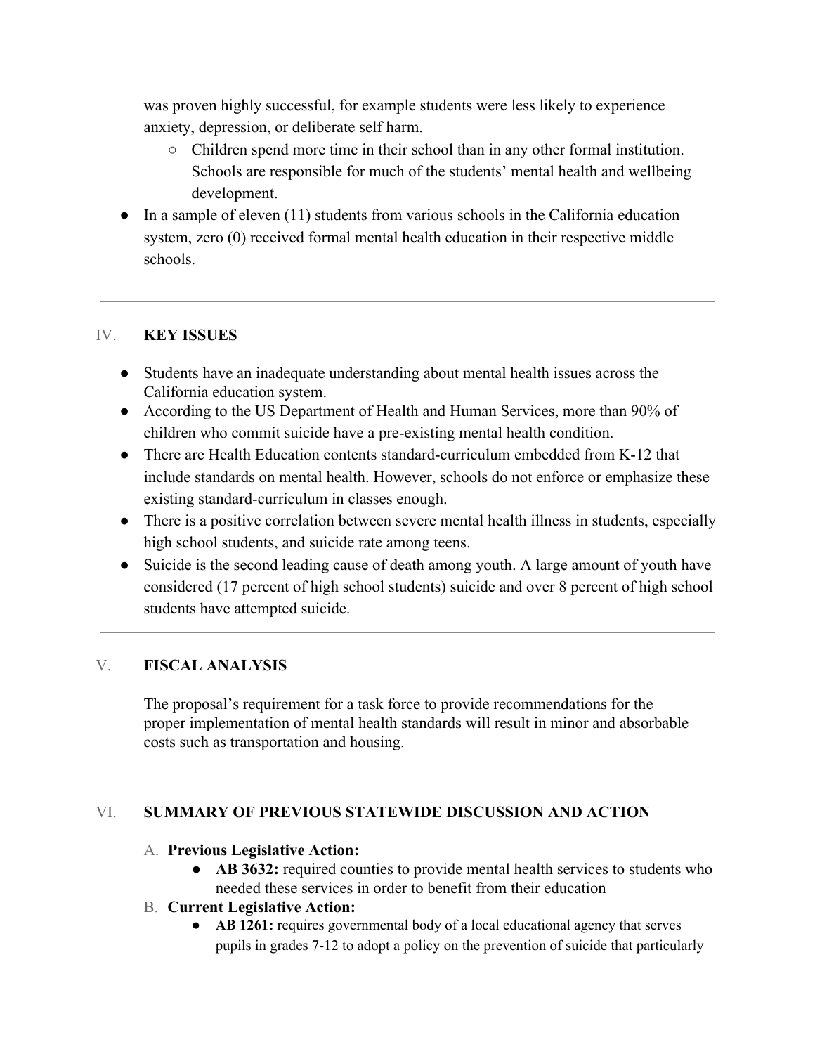was proven highly successful, for example students were less likely to experience anxiety, depression, or deliberate self harm.

  - Children spend more time in their school than in any other formal institution. Schools are responsible for much of the students' mental health and wellbeing development.

- In a sample of eleven (11) students from various schools in the California education system, zero (0) received formal mental health education in their respective middle schools.

---

## IV. KEY ISSUES

- Students have an inadequate understanding about mental health issues across the California education system.
- According to the US Department of Health and Human Services, more than 90% of children who commit suicide have a pre-existing mental health condition.
- There are Health Education contents standard-curriculum embedded from K-12 that include standards on mental health. However, schools do not enforce or emphasize these existing standard-curriculum in classes enough.
- There is a positive correlation between severe mental health illness in students, especially high school students, and suicide rate among teens.
- Suicide is the second leading cause of death among youth. A large amount of youth have considered (17 percent of high school students) suicide and over 8 percent of high school students have attempted suicide.

---

## V. FISCAL ANALYSIS

The proposal's requirement for a task force to provide recommendations for the proper implementation of mental health standards will result in minor and absorbable costs such as transportation and housing.

---

## VI. SUMMARY OF PREVIOUS STATEWIDE DISCUSSION AND ACTION

A. **Previous Legislative Action:**

- **AB 3632:** required counties to provide mental health services to students who needed these services in order to benefit from their education

B. **Current Legislative Action:**

- **AB 1261:** requires governmental body of a local educational agency that serves pupils in grades 7-12 to adopt a policy on the prevention of suicide that particularly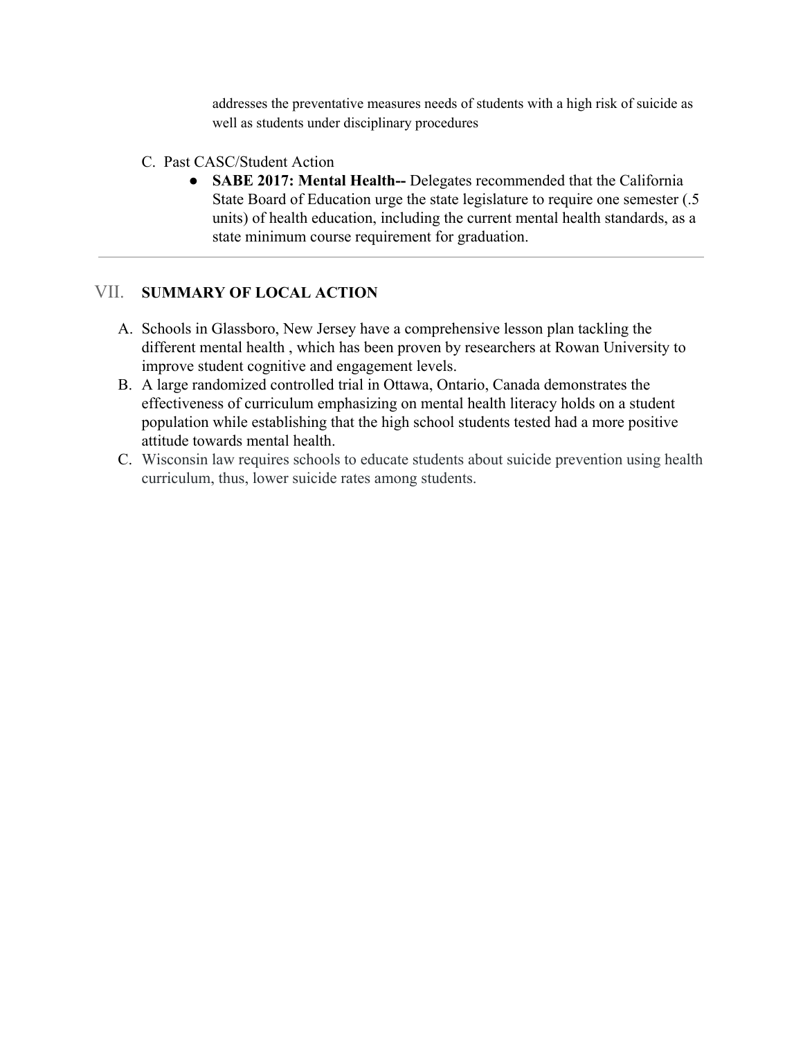addresses the preventative measures needs of students with a high risk of suicide as well as students under disciplinary procedures

C. Past CASC/Student Action

- **SABE 2017: Mental Health--** Delegates recommended that the California State Board of Education urge the state legislature to require one semester (.5 units) of health education, including the current mental health standards, as a state minimum course requirement for graduation.

---

## VII. SUMMARY OF LOCAL ACTION

A. Schools in Glassboro, New Jersey have a comprehensive lesson plan tackling the different mental health , which has been proven by researchers at Rowan University to improve student cognitive and engagement levels.

B. A large randomized controlled trial in Ottawa, Ontario, Canada demonstrates the effectiveness of curriculum emphasizing on mental health literacy holds on a student population while establishing that the high school students tested had a more positive attitude towards mental health.

C. Wisconsin law requires schools to educate students about suicide prevention using health curriculum, thus, lower suicide rates among students.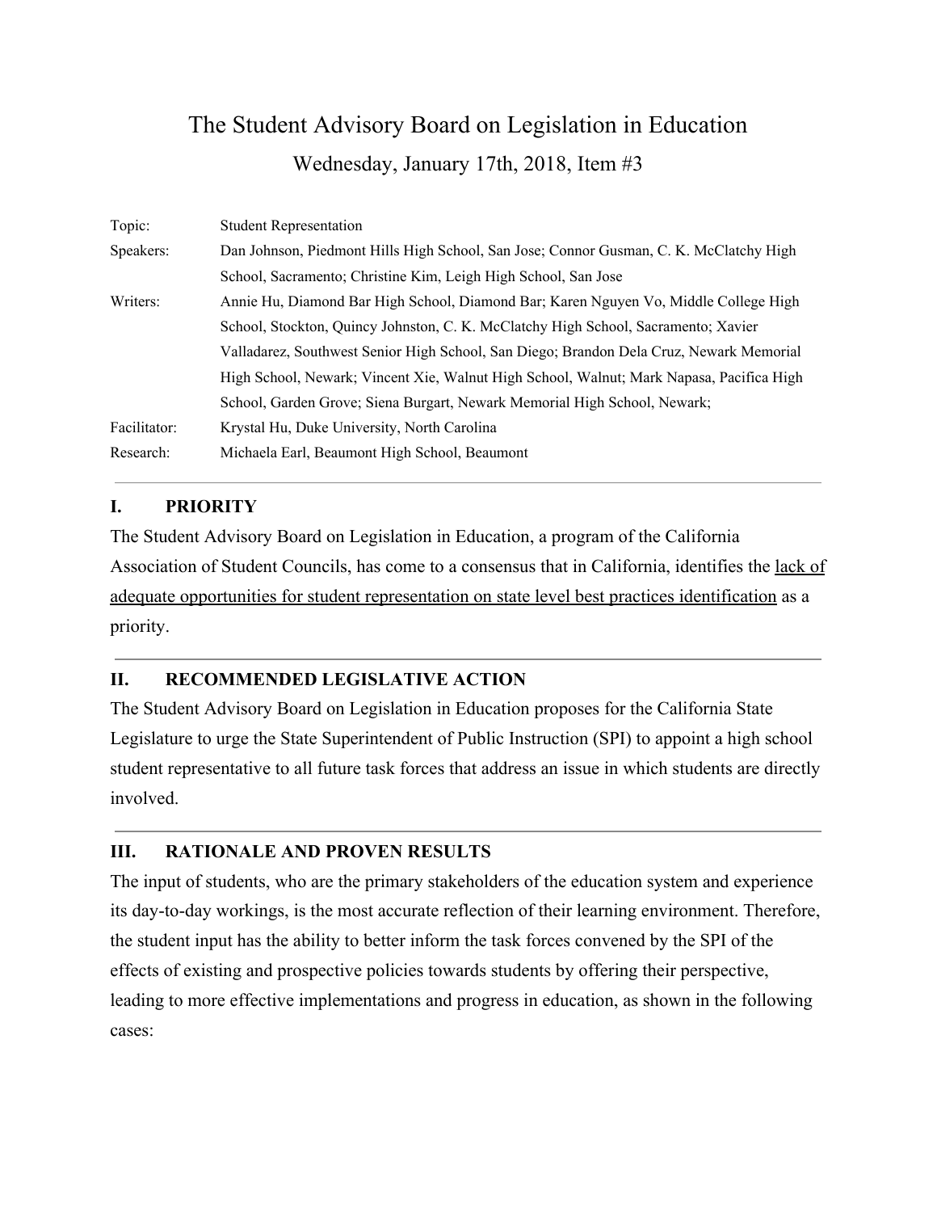# The Student Advisory Board on Legislation in Education

## Wednesday, January 17th, 2018, Item #3

| | |
|---|---|
| Topic: | Student Representation |
| Speakers: | Dan Johnson, Piedmont Hills High School, San Jose; Connor Gusman, C. K. McClatchy High School, Sacramento; Christine Kim, Leigh High School, San Jose |
| Writers: | Annie Hu, Diamond Bar High School, Diamond Bar; Karen Nguyen Vo, Middle College High School, Stockton, Quincy Johnston, C. K. McClatchy High School, Sacramento; Xavier Valladarez, Southwest Senior High School, San Diego; Brandon Dela Cruz, Newark Memorial High School, Newark; Vincent Xie, Walnut High School, Walnut; Mark Napasa, Pacifica High School, Garden Grove; Siena Burgart, Newark Memorial High School, Newark; |
| Facilitator: | Krystal Hu, Duke University, North Carolina |
| Research: | Michaela Earl, Beaumont High School, Beaumont |

---

### I. PRIORITY

The Student Advisory Board on Legislation in Education, a program of the California Association of Student Councils, has come to a consensus that in California, identifies the lack of adequate opportunities for student representation on state level best practices identification as a priority.

---

### II. RECOMMENDED LEGISLATIVE ACTION

The Student Advisory Board on Legislation in Education proposes for the California State Legislature to urge the State Superintendent of Public Instruction (SPI) to appoint a high school student representative to all future task forces that address an issue in which students are directly involved.

---

### III. RATIONALE AND PROVEN RESULTS

The input of students, who are the primary stakeholders of the education system and experience its day-to-day workings, is the most accurate reflection of their learning environment. Therefore, the student input has the ability to better inform the task forces convened by the SPI of the effects of existing and prospective policies towards students by offering their perspective, leading to more effective implementations and progress in education, as shown in the following cases: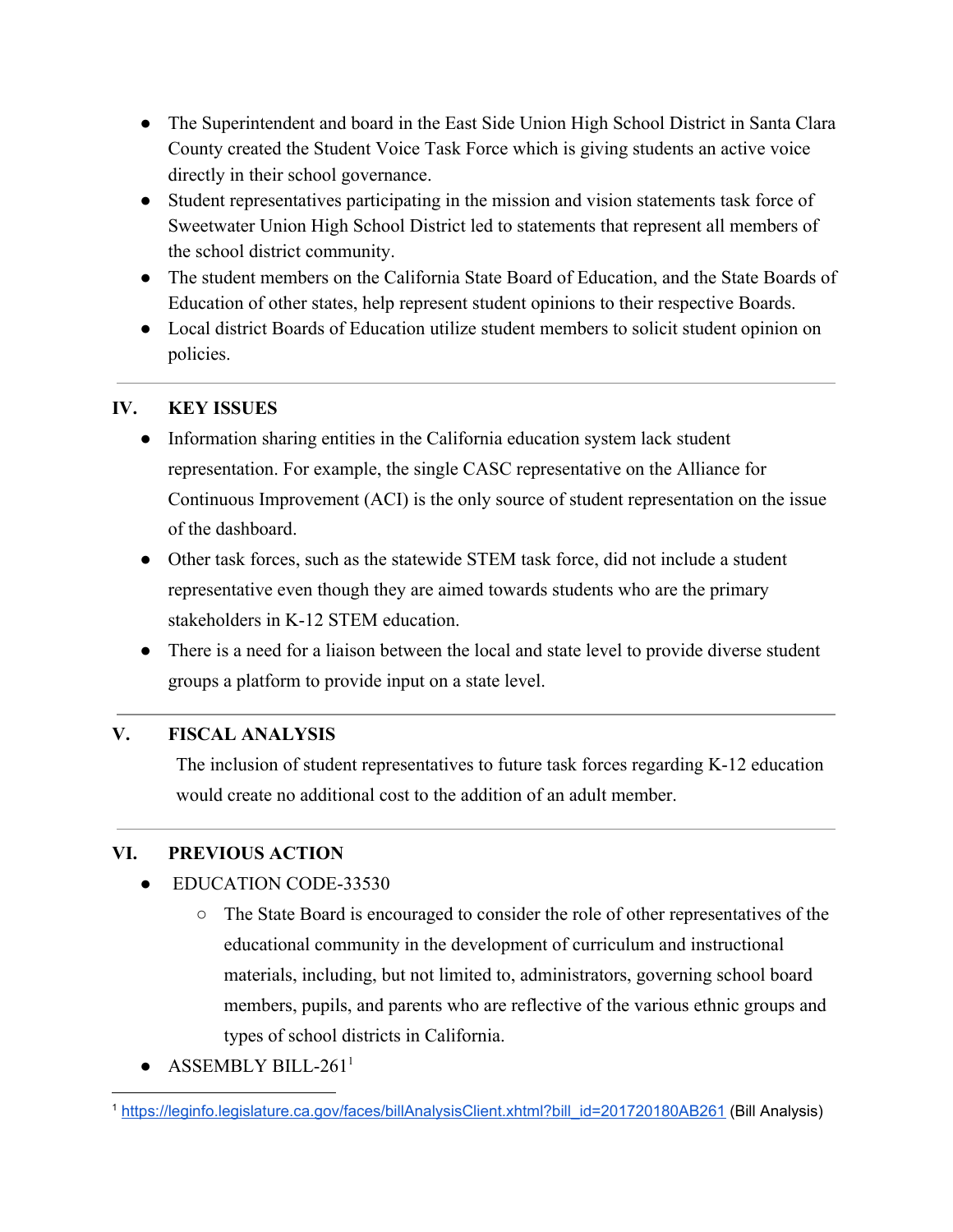- The Superintendent and board in the East Side Union High School District in Santa Clara County created the Student Voice Task Force which is giving students an active voice directly in their school governance.
- Student representatives participating in the mission and vision statements task force of Sweetwater Union High School District led to statements that represent all members of the school district community.
- The student members on the California State Board of Education, and the State Boards of Education of other states, help represent student opinions to their respective Boards.
- Local district Boards of Education utilize student members to solicit student opinion on policies.

---

## IV. KEY ISSUES

- Information sharing entities in the California education system lack student representation. For example, the single CASC representative on the Alliance for Continuous Improvement (ACI) is the only source of student representation on the issue of the dashboard.
- Other task forces, such as the statewide STEM task force, did not include a student representative even though they are aimed towards students who are the primary stakeholders in K-12 STEM education.
- There is a need for a liaison between the local and state level to provide diverse student groups a platform to provide input on a state level.

---

## V. FISCAL ANALYSIS

The inclusion of student representatives to future task forces regarding K-12 education would create no additional cost to the addition of an adult member.

---

## VI. PREVIOUS ACTION

- EDUCATION CODE-33530
  - The State Board is encouraged to consider the role of other representatives of the educational community in the development of curriculum and instructional materials, including, but not limited to, administrators, governing school board members, pupils, and parents who are reflective of the various ethnic groups and types of school districts in California.
- ASSEMBLY BILL-261[1]

[1] https://leginfo.legislature.ca.gov/faces/billAnalysisClient.xhtml?bill_id=201720180AB261 (Bill Analysis)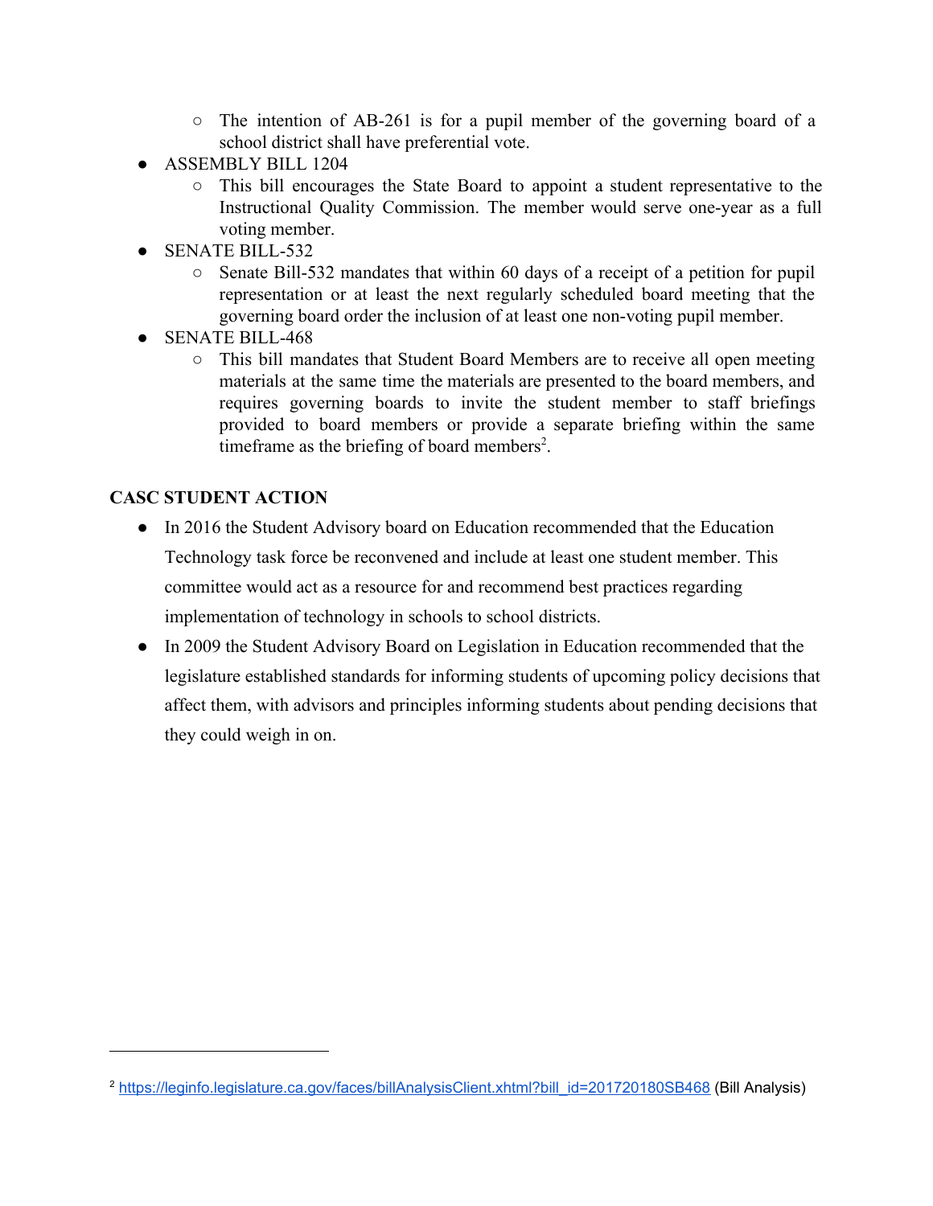- The intention of AB-261 is for a pupil member of the governing board of a school district shall have preferential vote.
- ASSEMBLY BILL 1204
    - This bill encourages the State Board to appoint a student representative to the Instructional Quality Commission. The member would serve one-year as a full voting member.
- SENATE BILL-532
    - Senate Bill-532 mandates that within 60 days of a receipt of a petition for pupil representation or at least the next regularly scheduled board meeting that the governing board order the inclusion of at least one non-voting pupil member.
- SENATE BILL-468
    - This bill mandates that Student Board Members are to receive all open meeting materials at the same time the materials are presented to the board members, and requires governing boards to invite the student member to staff briefings provided to board members or provide a separate briefing within the same timeframe as the briefing of board members[2].

**CASC STUDENT ACTION**

- In 2016 the Student Advisory board on Education recommended that the Education Technology task force be reconvened and include at least one student member. This committee would act as a resource for and recommend best practices regarding implementation of technology in schools to school districts.
- In 2009 the Student Advisory Board on Legislation in Education recommended that the legislature established standards for informing students of upcoming policy decisions that affect them, with advisors and principles informing students about pending decisions that they could weigh in on.

---

[2] https://leginfo.legislature.ca.gov/faces/billAnalysisClient.xhtml?bill_id=201720180SB468 (Bill Analysis)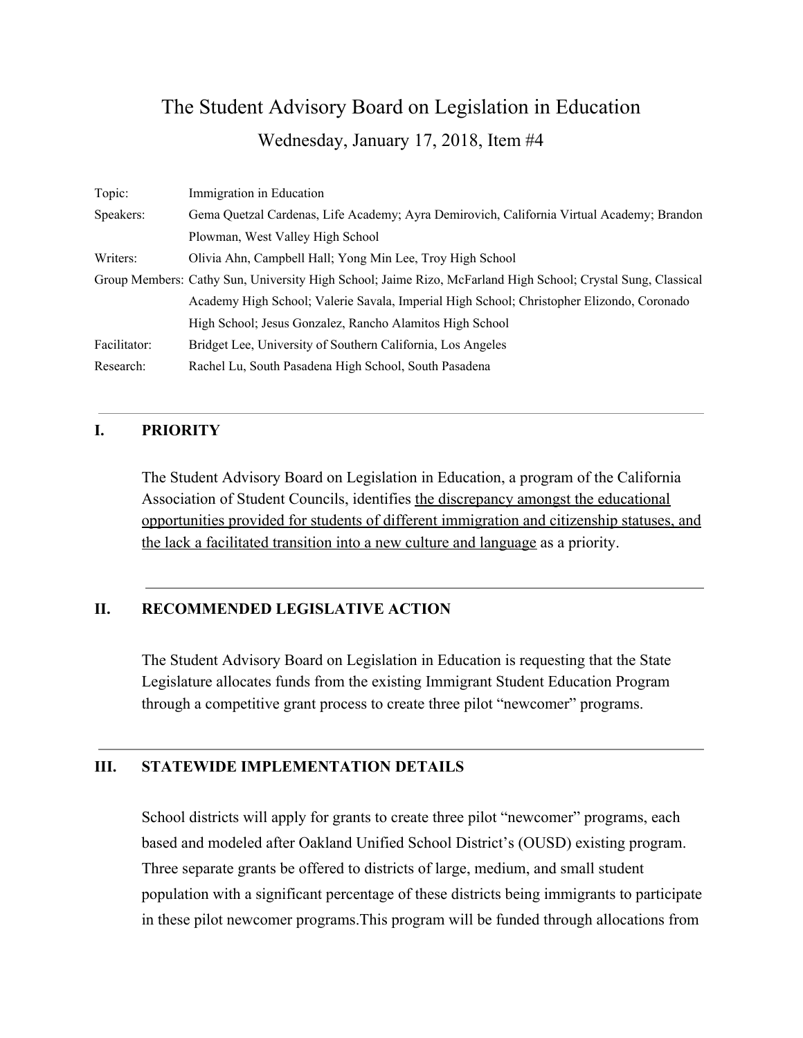# The Student Advisory Board on Legislation in Education

## Wednesday, January 17, 2018, Item #4

| | |
|---|---|
| Topic: | Immigration in Education |
| Speakers: | Gema Quetzal Cardenas, Life Academy; Ayra Demirovich, California Virtual Academy; Brandon Plowman, West Valley High School |
| Writers: | Olivia Ahn, Campbell Hall; Yong Min Lee, Troy High School |
| Group Members: | Cathy Sun, University High School; Jaime Rizo, McFarland High School; Crystal Sung, Classical Academy High School; Valerie Savala, Imperial High School; Christopher Elizondo, Coronado High School; Jesus Gonzalez, Rancho Alamitos High School |
| Facilitator: | Bridget Lee, University of Southern California, Los Angeles |
| Research: | Rachel Lu, South Pasadena High School, South Pasadena |

---

### I. PRIORITY

The Student Advisory Board on Legislation in Education, a program of the California Association of Student Councils, identifies the discrepancy amongst the educational opportunities provided for students of different immigration and citizenship statuses, and the lack a facilitated transition into a new culture and language as a priority.

---

### II. RECOMMENDED LEGISLATIVE ACTION

The Student Advisory Board on Legislation in Education is requesting that the State Legislature allocates funds from the existing Immigrant Student Education Program through a competitive grant process to create three pilot "newcomer" programs.

---

### III. STATEWIDE IMPLEMENTATION DETAILS

School districts will apply for grants to create three pilot "newcomer" programs, each based and modeled after Oakland Unified School District's (OUSD) existing program. Three separate grants be offered to districts of large, medium, and small student population with a significant percentage of these districts being immigrants to participate in these pilot newcomer programs.This program will be funded through allocations from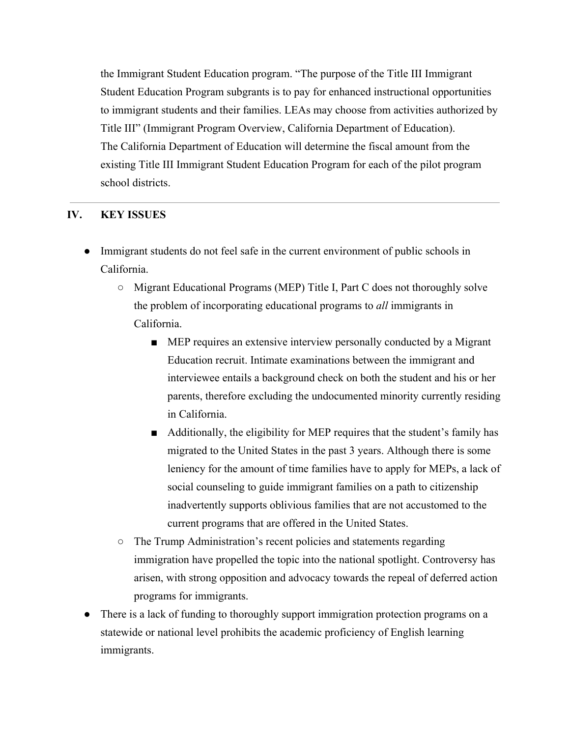the Immigrant Student Education program. "The purpose of the Title III Immigrant Student Education Program subgrants is to pay for enhanced instructional opportunities to immigrant students and their families. LEAs may choose from activities authorized by Title III" (Immigrant Program Overview, California Department of Education). The California Department of Education will determine the fiscal amount from the existing Title III Immigrant Student Education Program for each of the pilot program school districts.

---

## IV. KEY ISSUES

- Immigrant students do not feel safe in the current environment of public schools in California.
  - Migrant Educational Programs (MEP) Title I, Part C does not thoroughly solve the problem of incorporating educational programs to *all* immigrants in California.
    - MEP requires an extensive interview personally conducted by a Migrant Education recruit. Intimate examinations between the immigrant and interviewee entails a background check on both the student and his or her parents, therefore excluding the undocumented minority currently residing in California.
    - Additionally, the eligibility for MEP requires that the student's family has migrated to the United States in the past 3 years. Although there is some leniency for the amount of time families have to apply for MEPs, a lack of social counseling to guide immigrant families on a path to citizenship inadvertently supports oblivious families that are not accustomed to the current programs that are offered in the United States.
  - The Trump Administration's recent policies and statements regarding immigration have propelled the topic into the national spotlight. Controversy has arisen, with strong opposition and advocacy towards the repeal of deferred action programs for immigrants.
- There is a lack of funding to thoroughly support immigration protection programs on a statewide or national level prohibits the academic proficiency of English learning immigrants.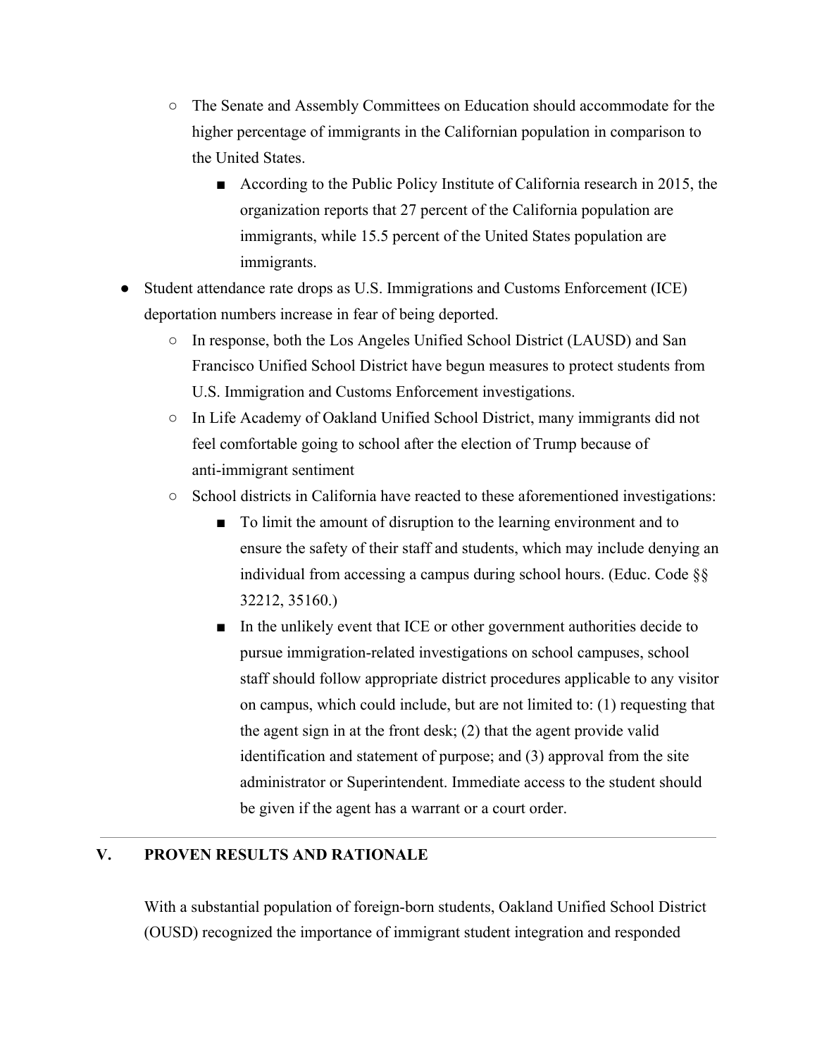- The Senate and Assembly Committees on Education should accommodate for the higher percentage of immigrants in the Californian population in comparison to the United States.
        - According to the Public Policy Institute of California research in 2015, the organization reports that 27 percent of the California population are immigrants, while 15.5 percent of the United States population are immigrants.
- Student attendance rate drops as U.S. Immigrations and Customs Enforcement (ICE) deportation numbers increase in fear of being deported.
    - In response, both the Los Angeles Unified School District (LAUSD) and San Francisco Unified School District have begun measures to protect students from U.S. Immigration and Customs Enforcement investigations.
    - In Life Academy of Oakland Unified School District, many immigrants did not feel comfortable going to school after the election of Trump because of anti-immigrant sentiment
    - School districts in California have reacted to these aforementioned investigations:
        - To limit the amount of disruption to the learning environment and to ensure the safety of their staff and students, which may include denying an individual from accessing a campus during school hours. (Educ. Code §§ 32212, 35160.)
        - In the unlikely event that ICE or other government authorities decide to pursue immigration-related investigations on school campuses, school staff should follow appropriate district procedures applicable to any visitor on campus, which could include, but are not limited to: (1) requesting that the agent sign in at the front desk; (2) that the agent provide valid identification and statement of purpose; and (3) approval from the site administrator or Superintendent. Immediate access to the student should be given if the agent has a warrant or a court order.

---

## V. PROVEN RESULTS AND RATIONALE

With a substantial population of foreign-born students, Oakland Unified School District (OUSD) recognized the importance of immigrant student integration and responded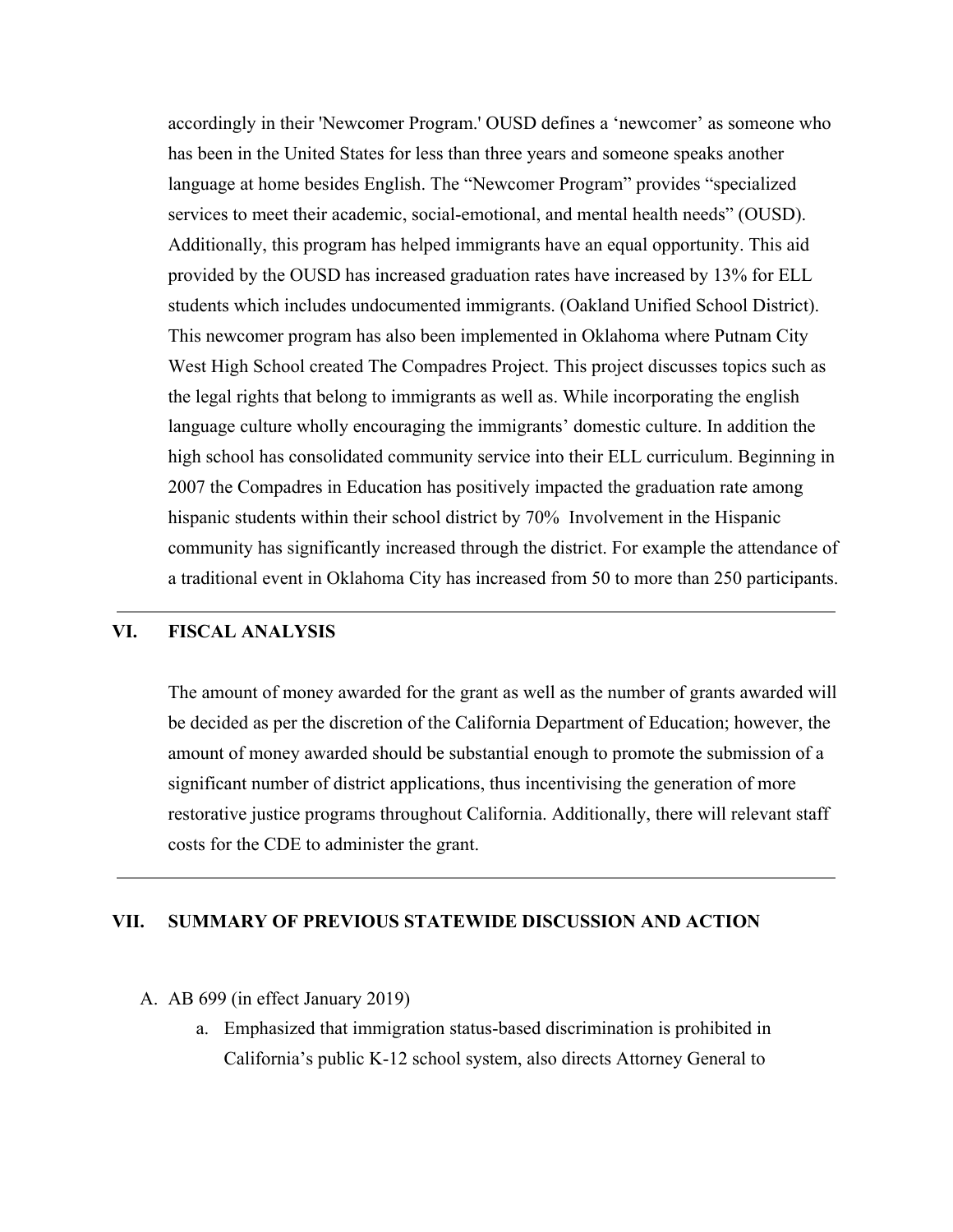accordingly in their 'Newcomer Program.' OUSD defines a 'newcomer' as someone who has been in the United States for less than three years and someone speaks another language at home besides English. The "Newcomer Program" provides "specialized services to meet their academic, social-emotional, and mental health needs" (OUSD). Additionally, this program has helped immigrants have an equal opportunity. This aid provided by the OUSD has increased graduation rates have increased by 13% for ELL students which includes undocumented immigrants. (Oakland Unified School District). This newcomer program has also been implemented in Oklahoma where Putnam City West High School created The Compadres Project. This project discusses topics such as the legal rights that belong to immigrants as well as. While incorporating the english language culture wholly encouraging the immigrants' domestic culture. In addition the high school has consolidated community service into their ELL curriculum. Beginning in 2007 the Compadres in Education has positively impacted the graduation rate among hispanic students within their school district by 70%  Involvement in the Hispanic community has significantly increased through the district. For example the attendance of a traditional event in Oklahoma City has increased from 50 to more than 250 participants.

---

## VI. FISCAL ANALYSIS

The amount of money awarded for the grant as well as the number of grants awarded will be decided as per the discretion of the California Department of Education; however, the amount of money awarded should be substantial enough to promote the submission of a significant number of district applications, thus incentivising the generation of more restorative justice programs throughout California. Additionally, there will relevant staff costs for the CDE to administer the grant.

---

## VII. SUMMARY OF PREVIOUS STATEWIDE DISCUSSION AND ACTION

A. AB 699 (in effect January 2019)
   a. Emphasized that immigration status-based discrimination is prohibited in California's public K-12 school system, also directs Attorney General to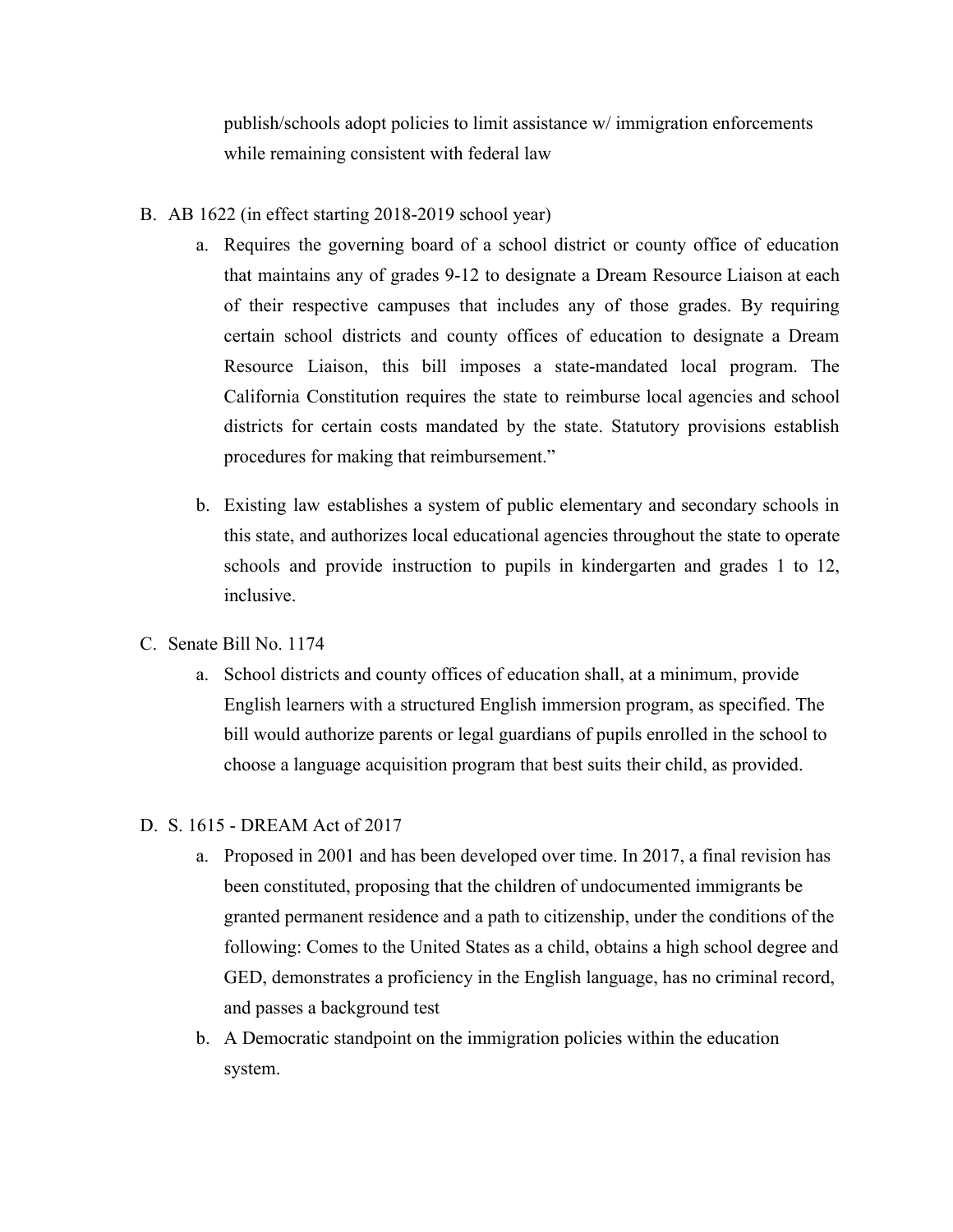publish/schools adopt policies to limit assistance w/ immigration enforcements while remaining consistent with federal law

B. AB 1622 (in effect starting 2018-2019 school year)

   a. Requires the governing board of a school district or county office of education that maintains any of grades 9-12 to designate a Dream Resource Liaison at each of their respective campuses that includes any of those grades. By requiring certain school districts and county offices of education to designate a Dream Resource Liaison, this bill imposes a state-mandated local program. The California Constitution requires the state to reimburse local agencies and school districts for certain costs mandated by the state. Statutory provisions establish procedures for making that reimbursement."

   b. Existing law establishes a system of public elementary and secondary schools in this state, and authorizes local educational agencies throughout the state to operate schools and provide instruction to pupils in kindergarten and grades 1 to 12, inclusive.

C. Senate Bill No. 1174

   a. School districts and county offices of education shall, at a minimum, provide English learners with a structured English immersion program, as specified. The bill would authorize parents or legal guardians of pupils enrolled in the school to choose a language acquisition program that best suits their child, as provided.

D. S. 1615 - DREAM Act of 2017

   a. Proposed in 2001 and has been developed over time. In 2017, a final revision has been constituted, proposing that the children of undocumented immigrants be granted permanent residence and a path to citizenship, under the conditions of the following: Comes to the United States as a child, obtains a high school degree and GED, demonstrates a proficiency in the English language, has no criminal record, and passes a background test

   b. A Democratic standpoint on the immigration policies within the education system.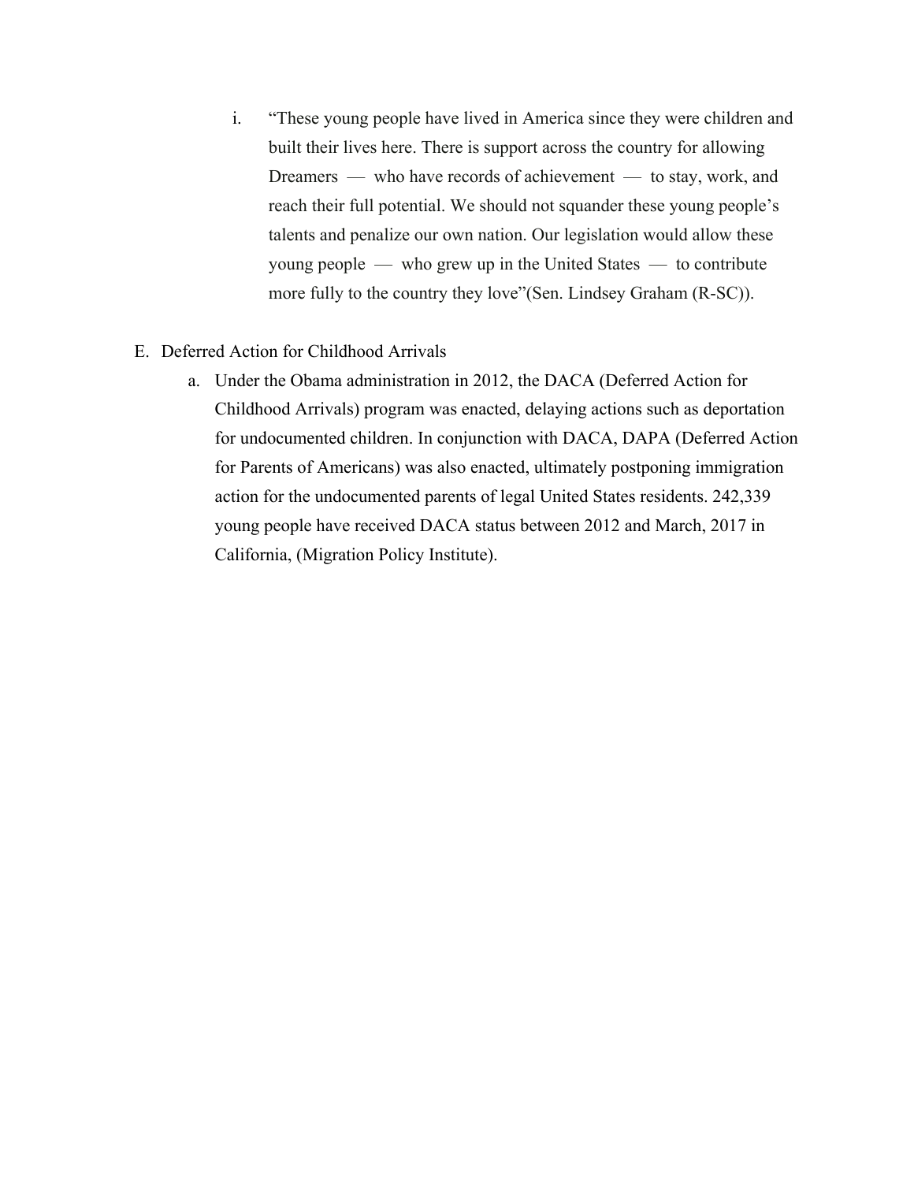i. "These young people have lived in America since they were children and built their lives here. There is support across the country for allowing Dreamers — who have records of achievement — to stay, work, and reach their full potential. We should not squander these young people's talents and penalize our own nation. Our legislation would allow these young people — who grew up in the United States — to contribute more fully to the country they love"(Sen. Lindsey Graham (R-SC)).

E. Deferred Action for Childhood Arrivals

   a. Under the Obama administration in 2012, the DACA (Deferred Action for Childhood Arrivals) program was enacted, delaying actions such as deportation for undocumented children. In conjunction with DACA, DAPA (Deferred Action for Parents of Americans) was also enacted, ultimately postponing immigration action for the undocumented parents of legal United States residents. 242,339 young people have received DACA status between 2012 and March, 2017 in California, (Migration Policy Institute).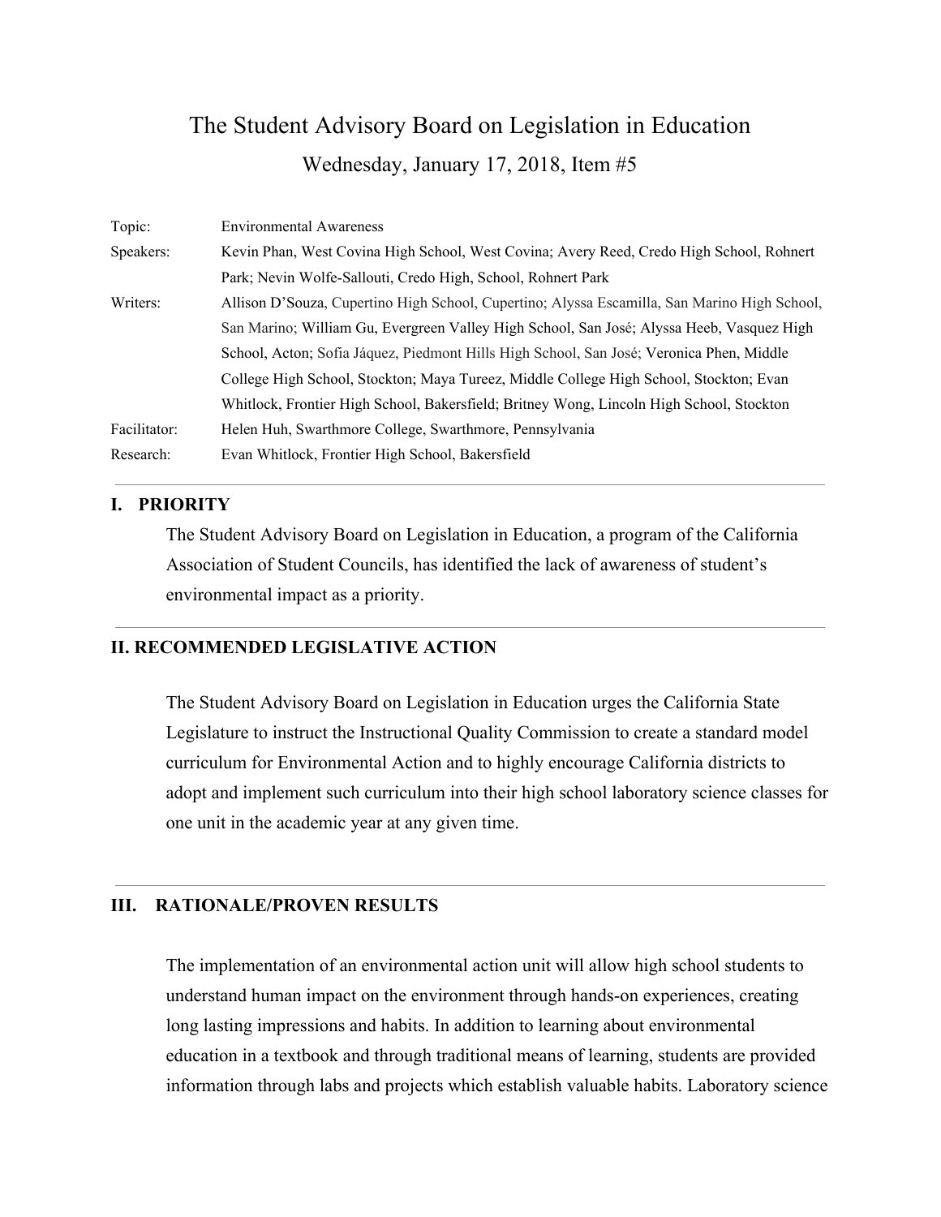# The Student Advisory Board on Legislation in Education

## Wednesday, January 17, 2018, Item #5

| | |
|---|---|
| Topic: | Environmental Awareness |
| Speakers: | Kevin Phan, West Covina High School, West Covina; Avery Reed, Credo High School, Rohnert Park; Nevin Wolfe-Sallouti, Credo High, School, Rohnert Park |
| Writers: | Allison D'Souza, Cupertino High School, Cupertino; Alyssa Escamilla, San Marino High School, San Marino; William Gu, Evergreen Valley High School, San José; Alyssa Heeb, Vasquez High School, Acton; Sofia Jáquez, Piedmont Hills High School, San José; Veronica Phen, Middle College High School, Stockton; Maya Tureez, Middle College High School, Stockton; Evan Whitlock, Frontier High School, Bakersfield; Britney Wong, Lincoln High School, Stockton |
| Facilitator: | Helen Huh, Swarthmore College, Swarthmore, Pennsylvania |
| Research: | Evan Whitlock, Frontier High School, Bakersfield |

## I. PRIORITY

The Student Advisory Board on Legislation in Education, a program of the California Association of Student Councils, has identified the lack of awareness of student's environmental impact as a priority.

## II. RECOMMENDED LEGISLATIVE ACTION

The Student Advisory Board on Legislation in Education urges the California State Legislature to instruct the Instructional Quality Commission to create a standard model curriculum for Environmental Action and to highly encourage California districts to adopt and implement such curriculum into their high school laboratory science classes for one unit in the academic year at any given time.

## III. RATIONALE/PROVEN RESULTS

The implementation of an environmental action unit will allow high school students to understand human impact on the environment through hands-on experiences, creating long lasting impressions and habits. In addition to learning about environmental education in a textbook and through traditional means of learning, students are provided information through labs and projects which establish valuable habits. Laboratory science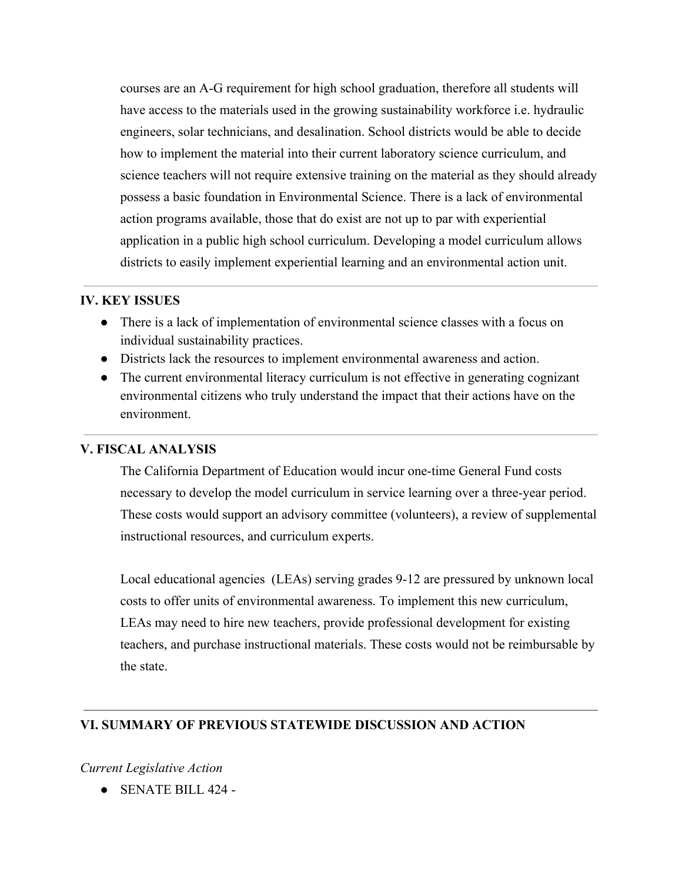courses are an A-G requirement for high school graduation, therefore all students will have access to the materials used in the growing sustainability workforce i.e. hydraulic engineers, solar technicians, and desalination. School districts would be able to decide how to implement the material into their current laboratory science curriculum, and science teachers will not require extensive training on the material as they should already possess a basic foundation in Environmental Science. There is a lack of environmental action programs available, those that do exist are not up to par with experiential application in a public high school curriculum. Developing a model curriculum allows districts to easily implement experiential learning and an environmental action unit.

---

## IV. KEY ISSUES

- There is a lack of implementation of environmental science classes with a focus on individual sustainability practices.
- Districts lack the resources to implement environmental awareness and action.
- The current environmental literacy curriculum is not effective in generating cognizant environmental citizens who truly understand the impact that their actions have on the environment.

---

## V. FISCAL ANALYSIS

The California Department of Education would incur one-time General Fund costs necessary to develop the model curriculum in service learning over a three-year period. These costs would support an advisory committee (volunteers), a review of supplemental instructional resources, and curriculum experts.

Local educational agencies (LEAs) serving grades 9-12 are pressured by unknown local costs to offer units of environmental awareness. To implement this new curriculum, LEAs may need to hire new teachers, provide professional development for existing teachers, and purchase instructional materials. These costs would not be reimbursable by the state.

---

## VI. SUMMARY OF PREVIOUS STATEWIDE DISCUSSION AND ACTION

*Current Legislative Action*

- SENATE BILL 424 -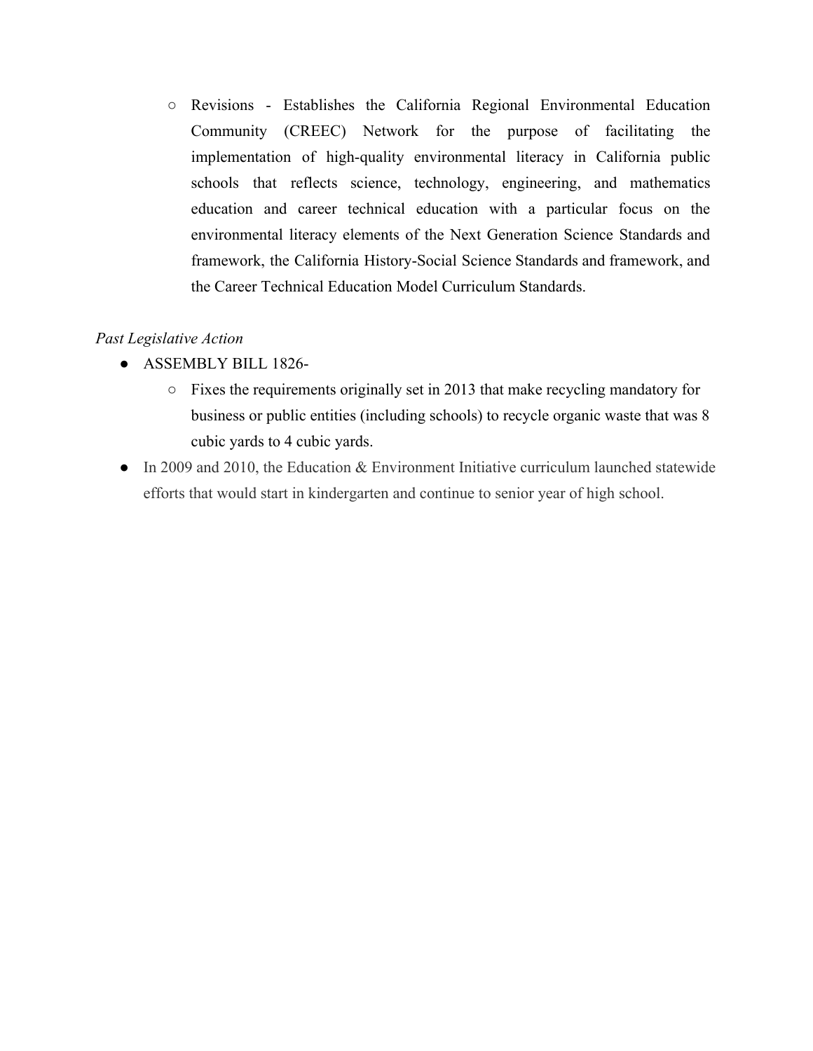- Revisions - Establishes the California Regional Environmental Education Community (CREEC) Network for the purpose of facilitating the implementation of high-quality environmental literacy in California public schools that reflects science, technology, engineering, and mathematics education and career technical education with a particular focus on the environmental literacy elements of the Next Generation Science Standards and framework, the California History-Social Science Standards and framework, and the Career Technical Education Model Curriculum Standards.

*Past Legislative Action*

- ASSEMBLY BILL 1826-
  - Fixes the requirements originally set in 2013 that make recycling mandatory for business or public entities (including schools) to recycle organic waste that was 8 cubic yards to 4 cubic yards.
- In 2009 and 2010, the Education & Environment Initiative curriculum launched statewide efforts that would start in kindergarten and continue to senior year of high school.